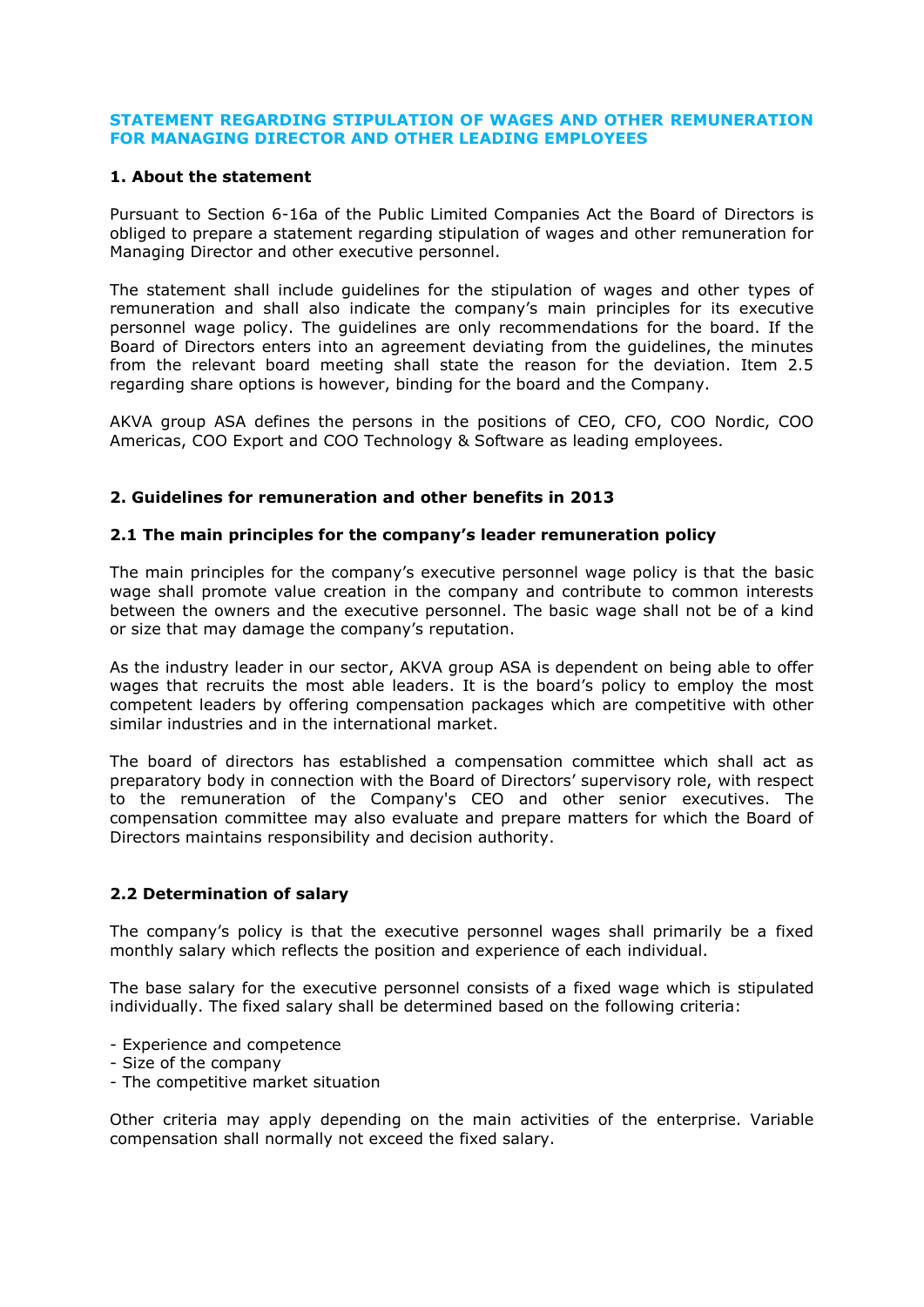# STATEMENT REGARDING STIPULATION OF WAGES AND OTHER REMUNERATION FOR MANAGING DIRECTOR AND OTHER LEADING EMPLOYEES

## 1. About the statement

Pursuant to Section 6-16a of the Public Limited Companies Act the Board of Directors is obliged to prepare a statement regarding stipulation of wages and other remuneration for Managing Director and other executive personnel.

The statement shall include guidelines for the stipulation of wages and other types of remuneration and shall also indicate the company's main principles for its executive personnel wage policy. The guidelines are only recommendations for the board. If the Board of Directors enters into an agreement deviating from the guidelines, the minutes from the relevant board meeting shall state the reason for the deviation. Item 2.5 regarding share options is however, binding for the board and the Company.

AKVA group ASA defines the persons in the positions of CEO, CFO, COO Nordic, COO Americas, COO Export and COO Technology & Software as leading employees.

## 2. Guidelines for remuneration and other benefits in 2013

### 2.1 The main principles for the company's leader remuneration policy

The main principles for the company's executive personnel wage policy is that the basic wage shall promote value creation in the company and contribute to common interests between the owners and the executive personnel. The basic wage shall not be of a kind or size that may damage the company's reputation.

As the industry leader in our sector, AKVA group ASA is dependent on being able to offer wages that recruits the most able leaders. It is the board's policy to employ the most competent leaders by offering compensation packages which are competitive with other similar industries and in the international market.

The board of directors has established a compensation committee which shall act as preparatory body in connection with the Board of Directors' supervisory role, with respect to the remuneration of the Company's CEO and other senior executives. The compensation committee may also evaluate and prepare matters for which the Board of Directors maintains responsibility and decision authority.

### 2.2 Determination of salary

The company's policy is that the executive personnel wages shall primarily be a fixed monthly salary which reflects the position and experience of each individual.

The base salary for the executive personnel consists of a fixed wage which is stipulated individually. The fixed salary shall be determined based on the following criteria:

- Experience and competence
- Size of the company
- The competitive market situation

Other criteria may apply depending on the main activities of the enterprise. Variable compensation shall normally not exceed the fixed salary.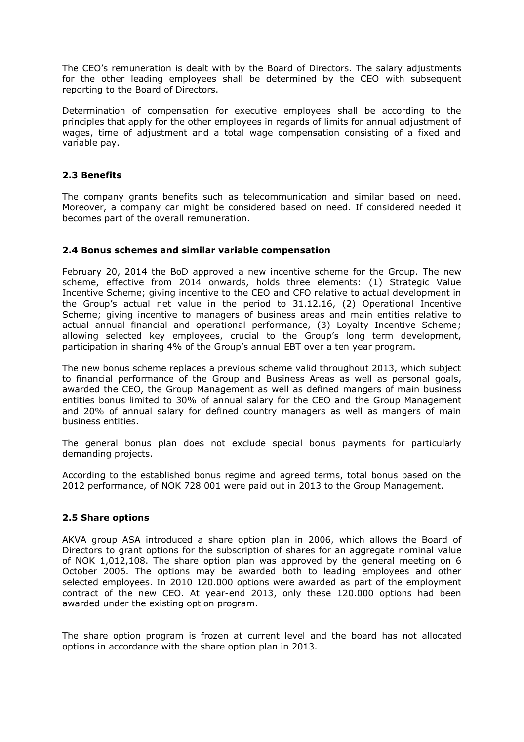The CEO's remuneration is dealt with by the Board of Directors. The salary adjustments for the other leading employees shall be determined by the CEO with subsequent reporting to the Board of Directors.

Determination of compensation for executive employees shall be according to the principles that apply for the other employees in regards of limits for annual adjustment of wages, time of adjustment and a total wage compensation consisting of a fixed and variable pay.

### 2.3 Benefits

The company grants benefits such as telecommunication and similar based on need. Moreover, a company car might be considered based on need. If considered needed it becomes part of the overall remuneration.

### 2.4 Bonus schemes and similar variable compensation

February 20, 2014 the BoD approved a new incentive scheme for the Group. The new scheme, effective from 2014 onwards, holds three elements: (1) Strategic Value Incentive Scheme; giving incentive to the CEO and CFO relative to actual development in the Group's actual net value in the period to 31.12.16, (2) Operational Incentive Scheme; giving incentive to managers of business areas and main entities relative to actual annual financial and operational performance, (3) Loyalty Incentive Scheme; allowing selected key employees, crucial to the Group's long term development, participation in sharing 4% of the Group's annual EBT over a ten year program.

The new bonus scheme replaces a previous scheme valid throughout 2013, which subject to financial performance of the Group and Business Areas as well as personal goals, awarded the CEO, the Group Management as well as defined mangers of main business entities bonus limited to 30% of annual salary for the CEO and the Group Management and 20% of annual salary for defined country managers as well as mangers of main business entities.

The general bonus plan does not exclude special bonus payments for particularly demanding projects.

According to the established bonus regime and agreed terms, total bonus based on the 2012 performance, of NOK 728 001 were paid out in 2013 to the Group Management.

### 2.5 Share options

AKVA group ASA introduced a share option plan in 2006, which allows the Board of Directors to grant options for the subscription of shares for an aggregate nominal value of NOK 1,012,108. The share option plan was approved by the general meeting on 6 October 2006. The options may be awarded both to leading employees and other selected employees. In 2010 120.000 options were awarded as part of the employment contract of the new CEO. At year-end 2013, only these 120.000 options had been awarded under the existing option program.

The share option program is frozen at current level and the board has not allocated options in accordance with the share option plan in 2013.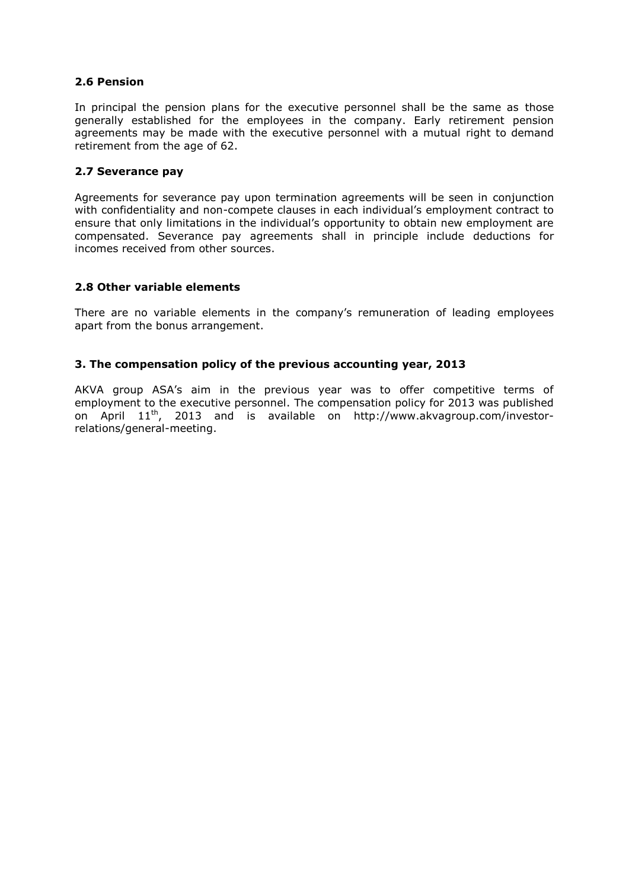### 2.6 Pension

In principal the pension plans for the executive personnel shall be the same as those generally established for the employees in the company. Early retirement pension agreements may be made with the executive personnel with a mutual right to demand retirement from the age of 62.

### 2.7 Severance pay

Agreements for severance pay upon termination agreements will be seen in conjunction with confidentiality and non-compete clauses in each individual's employment contract to ensure that only limitations in the individual's opportunity to obtain new employment are compensated. Severance pay agreements shall in principle include deductions for incomes received from other sources.

### 2.8 Other variable elements

There are no variable elements in the company's remuneration of leading employees apart from the bonus arrangement.

## 3. The compensation policy of the previous accounting year, 2013

AKVA group ASA's aim in the previous year was to offer competitive terms of employment to the executive personnel. The compensation policy for 2013 was published on April 11th, 2013 and is available on http://www.akvagroup.com/investor-relations/general-meeting.